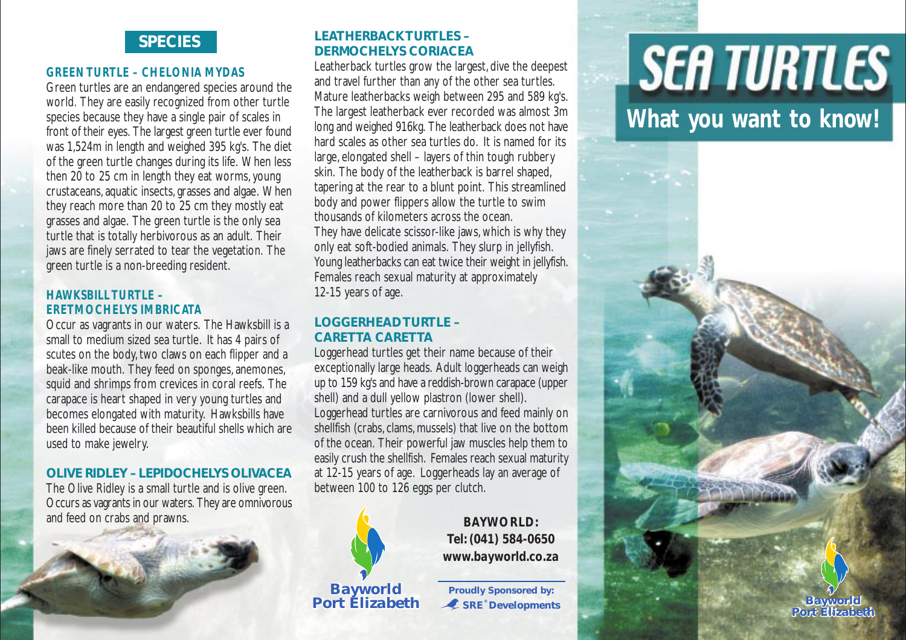# SEA TURTLES

## What you want to know!

## SPECIES

### GREEN TURTLE – CHELONIA MYDAS

Green turtles are an endangered species around the world. They are easily recognized from other turtle species because they have a single pair of scales in front of their eyes. The largest green turtle ever found was 1,524m in length and weighed 395 kg's. The diet of the green turtle changes during its life. When less then 20 to 25 cm in length they eat worms, young crustaceans, aquatic insects, grasses and algae. When they reach more than 20 to 25 cm they mostly eat grasses and algae. The green turtle is the only sea turtle that is totally herbivorous as an adult. Their jaws are finely serrated to tear the vegetation. The green turtle is a non-breeding resident.

### HAWKSBILL TURTLE – ERETMOCHELYS IMBRICATA

Occur as vagrants in our waters. The Hawksbill is a small to medium sized sea turtle. It has 4 pairs of scutes on the body, two claws on each flipper and a beak-like mouth. They feed on sponges, anemones, squid and shrimps from crevices in coral reefs. The carapace is heart shaped in very young turtles and becomes elongated with maturity. Hawksbills have been killed because of their beautiful shells which are used to make jewelry.

### OLIVE RIDLEY – LEPIDOCHELYS OLIVACEA

The Olive Ridley is a small turtle and is olive green. Occurs as vagrants in our waters. They are omnivorous and feed on crabs and prawns.

### LEATHERBACK TURTLES – DERMOCHELYS CORIACEA

Leatherback turtles grow the largest, dive the deepest and travel further than any of the other sea turtles. Mature leatherbacks weigh between 295 and 589 kg's. The largest leatherback ever recorded was almost 3m long and weighed 916kg. The leatherback does not have hard scales as other sea turtles do. It is named for its large, elongated shell – layers of thin tough rubbery skin. The body of the leatherback is barrel shaped, tapering at the rear to a blunt point. This streamlined body and power flippers allow the turtle to swim thousands of kilometers across the ocean.
They have delicate scissor-like jaws, which is why they only eat soft-bodied animals. They slurp in jellyfish. Young leatherbacks can eat twice their weight in jellyfish. Females reach sexual maturity at approximately 12-15 years of age.

### LOGGERHEAD TURTLE – CARETTA CARETTA

Loggerhead turtles get their name because of their exceptionally large heads. Adult loggerheads can weigh up to 159 kg's and have a reddish-brown carapace (upper shell) and a dull yellow plastron (lower shell).
Loggerhead turtles are carnivorous and feed mainly on shellfish (crabs, clams, mussels) that live on the bottom of the ocean. Their powerful jaw muscles help them to easily crush the shellfish. Females reach sexual maturity at 12-15 years of age. Loggerheads lay an average of between 100 to 126 eggs per clutch.

Bayworld Port Elizabeth

**BAYWORLD:**
**Tel: (041) 584-0650**
**www.bayworld.co.za**

**Proudly Sponsored by:**
**SRE® Developments**

Bayworld Port Elizabeth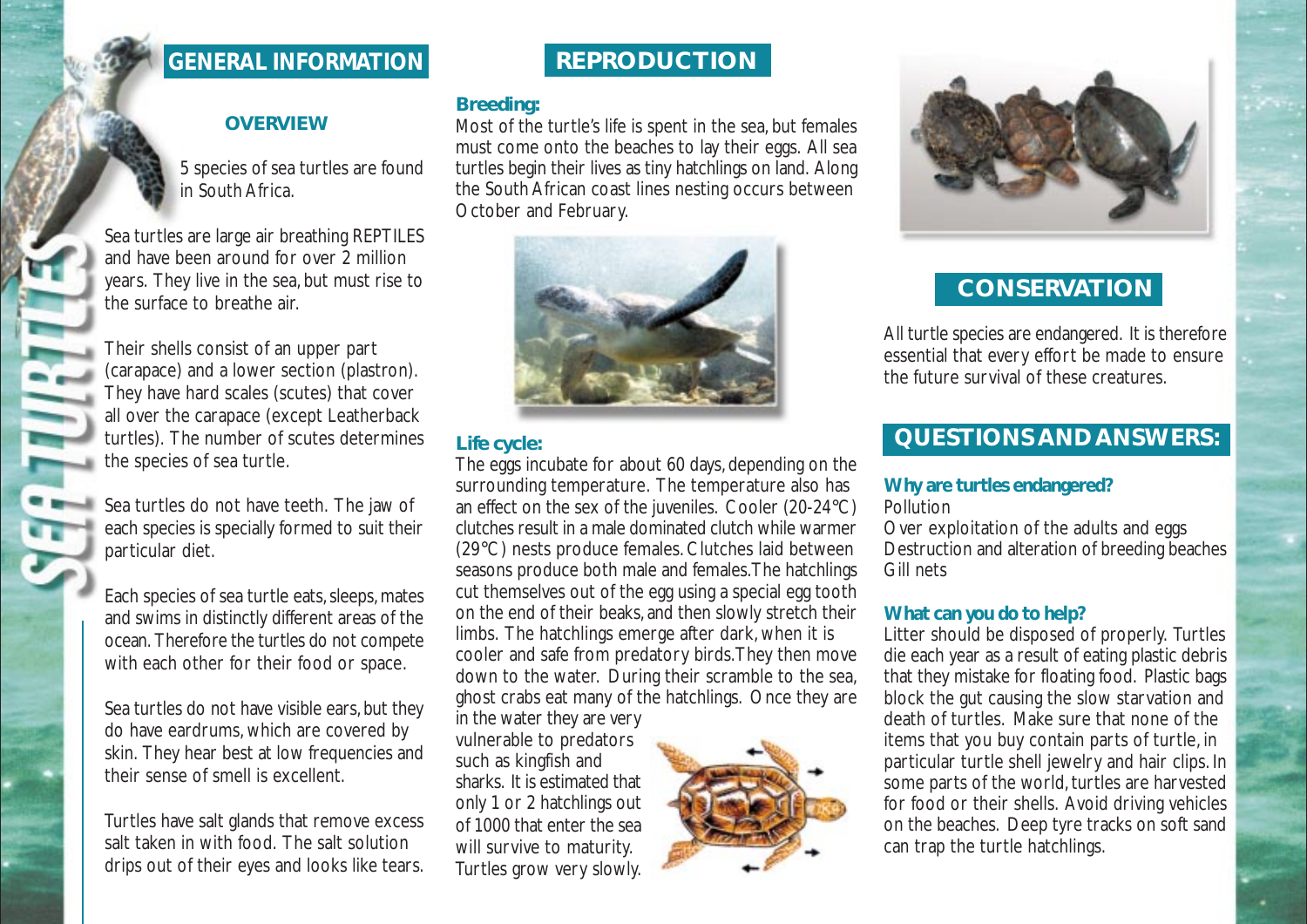# SEA TURTLES

## GENERAL INFORMATION

### OVERVIEW

5 species of sea turtles are found in South Africa.

Sea turtles are large air breathing REPTILES and have been around for over 2 million years. They live in the sea, but must rise to the surface to breathe air.

Their shells consist of an upper part (carapace) and a lower section (plastron). They have hard scales (scutes) that cover all over the carapace (except Leatherback turtles). The number of scutes determines the species of sea turtle.

Sea turtles do not have teeth. The jaw of each species is specially formed to suit their particular diet.

Each species of sea turtle eats, sleeps, mates and swims in distinctly different areas of the ocean. Therefore the turtles do not compete with each other for their food or space.

Sea turtles do not have visible ears, but they do have eardrums, which are covered by skin. They hear best at low frequencies and their sense of smell is excellent.

Turtles have salt glands that remove excess salt taken in with food. The salt solution drips out of their eyes and looks like tears.

## REPRODUCTION

**Breeding:**

Most of the turtle's life is spent in the sea, but females must come onto the beaches to lay their eggs. All sea turtles begin their lives as tiny hatchlings on land. Along the South African coast lines nesting occurs between October and February.

**Life cycle:**

The eggs incubate for about 60 days, depending on the surrounding temperature. The temperature also has an effect on the sex of the juveniles. Cooler (20-24°C) clutches result in a male dominated clutch while warmer (29°C) nests produce females. Clutches laid between seasons produce both male and females.The hatchlings cut themselves out of the egg using a special egg tooth on the end of their beaks, and then slowly stretch their limbs. The hatchlings emerge after dark, when it is cooler and safe from predatory birds.They then move down to the water. During their scramble to the sea, ghost crabs eat many of the hatchlings. Once they are in the water they are very vulnerable to predators such as kingfish and sharks. It is estimated that only 1 or 2 hatchlings out of 1000 that enter the sea will survive to maturity. Turtles grow very slowly.

## CONSERVATION

All turtle species are endangered. It is therefore essential that every effort be made to ensure the future survival of these creatures.

## QUESTIONS AND ANSWERS:

**Why are turtles endangered?**

Pollution
Over exploitation of the adults and eggs
Destruction and alteration of breeding beaches
Gill nets

**What can you do to help?**

Litter should be disposed of properly. Turtles die each year as a result of eating plastic debris that they mistake for floating food. Plastic bags block the gut causing the slow starvation and death of turtles. Make sure that none of the items that you buy contain parts of turtle, in particular turtle shell jewelry and hair clips. In some parts of the world, turtles are harvested for food or their shells. Avoid driving vehicles on the beaches. Deep tyre tracks on soft sand can trap the turtle hatchlings.